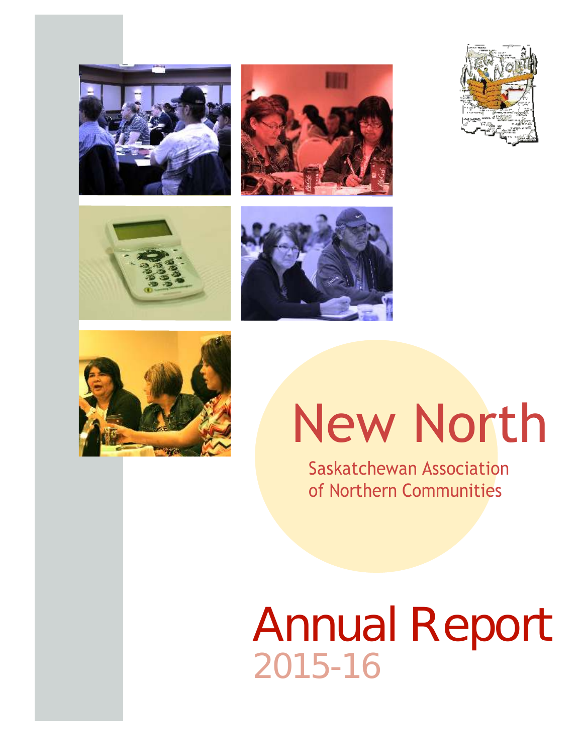# New North

Saskatchewan Association of Northern Communities

# Annual Report

## 2015-16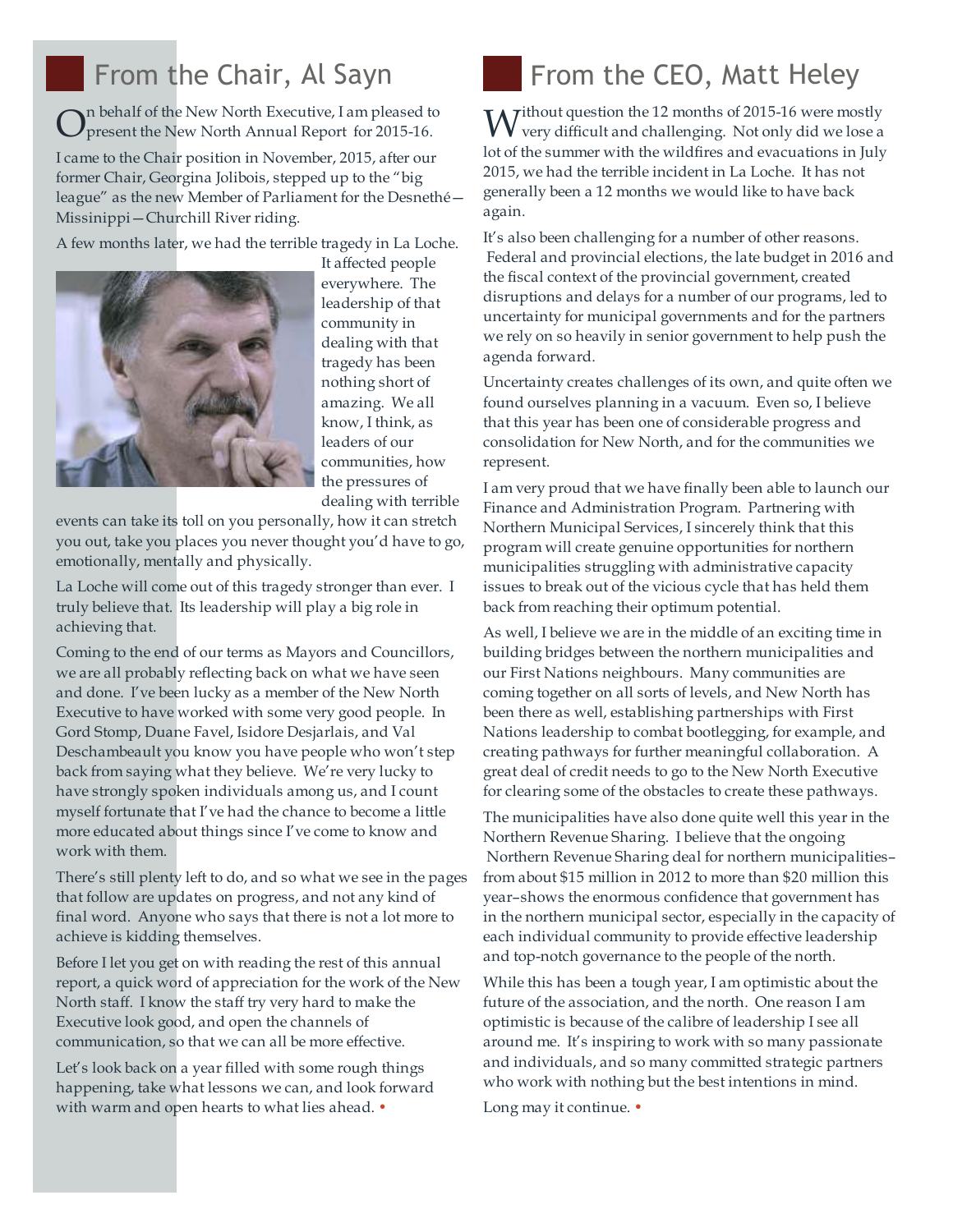## From the Chair, Al Sayn

On behalf of the New North Executive, I am pleased to present the New North Annual Report for 2015-16.

I came to the Chair position in November, 2015, after our former Chair, Georgina Jolibois, stepped up to the "big league" as the new Member of Parliament for the Desnethé—Missinippi—Churchill River riding.

A few months later, we had the terrible tragedy in La Loche. It affected people everywhere. The leadership of that community in dealing with that tragedy has been nothing short of amazing. We all know, I think, as leaders of our communities, how the pressures of dealing with terrible events can take its toll on you personally, how it can stretch you out, take you places you never thought you'd have to go, emotionally, mentally and physically.

La Loche will come out of this tragedy stronger than ever. I truly believe that. Its leadership will play a big role in achieving that.

Coming to the end of our terms as Mayors and Councillors, we are all probably reflecting back on what we have seen and done. I've been lucky as a member of the New North Executive to have worked with some very good people. In Gord Stomp, Duane Favel, Isidore Desjarlais, and Val Deschambeault you know you have people who won't step back from saying what they believe. We're very lucky to have strongly spoken individuals among us, and I count myself fortunate that I've had the chance to become a little more educated about things since I've come to know and work with them.

There's still plenty left to do, and so what we see in the pages that follow are updates on progress, and not any kind of final word. Anyone who says that there is not a lot more to achieve is kidding themselves.

Before I let you get on with reading the rest of this annual report, a quick word of appreciation for the work of the New North staff. I know the staff try very hard to make the Executive look good, and open the channels of communication, so that we can all be more effective.

Let's look back on a year filled with some rough things happening, take what lessons we can, and look forward with warm and open hearts to what lies ahead. •

## From the CEO, Matt Heley

Without question the 12 months of 2015-16 were mostly very difficult and challenging. Not only did we lose a lot of the summer with the wildfires and evacuations in July 2015, we had the terrible incident in La Loche. It has not generally been a 12 months we would like to have back again.

It's also been challenging for a number of other reasons. Federal and provincial elections, the late budget in 2016 and the fiscal context of the provincial government, created disruptions and delays for a number of our programs, led to uncertainty for municipal governments and for the partners we rely on so heavily in senior government to help push the agenda forward.

Uncertainty creates challenges of its own, and quite often we found ourselves planning in a vacuum. Even so, I believe that this year has been one of considerable progress and consolidation for New North, and for the communities we represent.

I am very proud that we have finally been able to launch our Finance and Administration Program. Partnering with Northern Municipal Services, I sincerely think that this program will create genuine opportunities for northern municipalities struggling with administrative capacity issues to break out of the vicious cycle that has held them back from reaching their optimum potential.

As well, I believe we are in the middle of an exciting time in building bridges between the northern municipalities and our First Nations neighbours. Many communities are coming together on all sorts of levels, and New North has been there as well, establishing partnerships with First Nations leadership to combat bootlegging, for example, and creating pathways for further meaningful collaboration. A great deal of credit needs to go to the New North Executive for clearing some of the obstacles to create these pathways.

The municipalities have also done quite well this year in the Northern Revenue Sharing. I believe that the ongoing Northern Revenue Sharing deal for northern municipalities–from about $15 million in 2012 to more than $20 million this year–shows the enormous confidence that government has in the northern municipal sector, especially in the capacity of each individual community to provide effective leadership and top-notch governance to the people of the north.

While this has been a tough year, I am optimistic about the future of the association, and the north. One reason I am optimistic is because of the calibre of leadership I see all around me. It's inspiring to work with so many passionate and individuals, and so many committed strategic partners who work with nothing but the best intentions in mind.

Long may it continue. •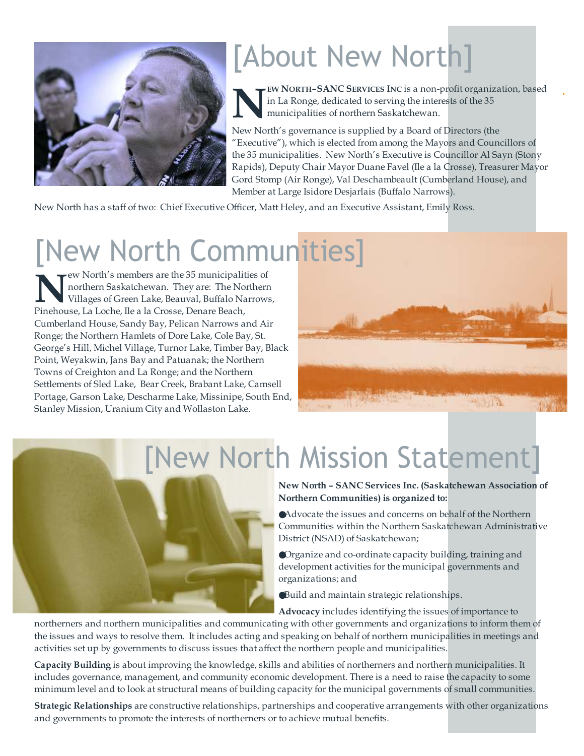# [About New North]

**New North–SANC Services Inc** is a non-profit organization, based in La Ronge, dedicated to serving the interests of the 35 municipalities of northern Saskatchewan.

New North's governance is supplied by a Board of Directors (the "Executive"), which is elected from among the Mayors and Councillors of the 35 municipalities. New North's Executive is Councillor Al Sayn (Stony Rapids), Deputy Chair Mayor Duane Favel (Ile a la Crosse), Treasurer Mayor Gord Stomp (Air Ronge), Val Deschambeault (Cumberland House), and Member at Large Isidore Desjarlais (Buffalo Narrows).

New North has a staff of two: Chief Executive Officer, Matt Heley, and an Executive Assistant, Emily Ross.

# [New North Communities]

New North's members are the 35 municipalities of northern Saskatchewan. They are: The Northern Villages of Green Lake, Beauval, Buffalo Narrows, Pinehouse, La Loche, Ile a la Crosse, Denare Beach, Cumberland House, Sandy Bay, Pelican Narrows and Air Ronge; the Northern Hamlets of Dore Lake, Cole Bay, St. George's Hill, Michel Village, Turnor Lake, Timber Bay, Black Point, Weyakwin, Jans Bay and Patuanak; the Northern Towns of Creighton and La Ronge; and the Northern Settlements of Sled Lake, Bear Creek, Brabant Lake, Camsell Portage, Garson Lake, Descharme Lake, Missinipe, South End, Stanley Mission, Uranium City and Wollaston Lake.

# [New North Mission Statement]

**New North – SANC Services Inc. (Saskatchewan Association of Northern Communities) is organized to:**

- Advocate the issues and concerns on behalf of the Northern Communities within the Northern Saskatchewan Administrative District (NSAD) of Saskatchewan;
- Organize and co-ordinate capacity building, training and development activities for the municipal governments and organizations; and
- Build and maintain strategic relationships.

**Advocacy** includes identifying the issues of importance to northerners and northern municipalities and communicating with other governments and organizations to inform them of the issues and ways to resolve them. It includes acting and speaking on behalf of northern municipalities in meetings and activities set up by governments to discuss issues that affect the northern people and municipalities.

**Capacity Building** is about improving the knowledge, skills and abilities of northerners and northern municipalities. It includes governance, management, and community economic development. There is a need to raise the capacity to some minimum level and to look at structural means of building capacity for the municipal governments of small communities.

**Strategic Relationships** are constructive relationships, partnerships and cooperative arrangements with other organizations and governments to promote the interests of northerners or to achieve mutual benefits.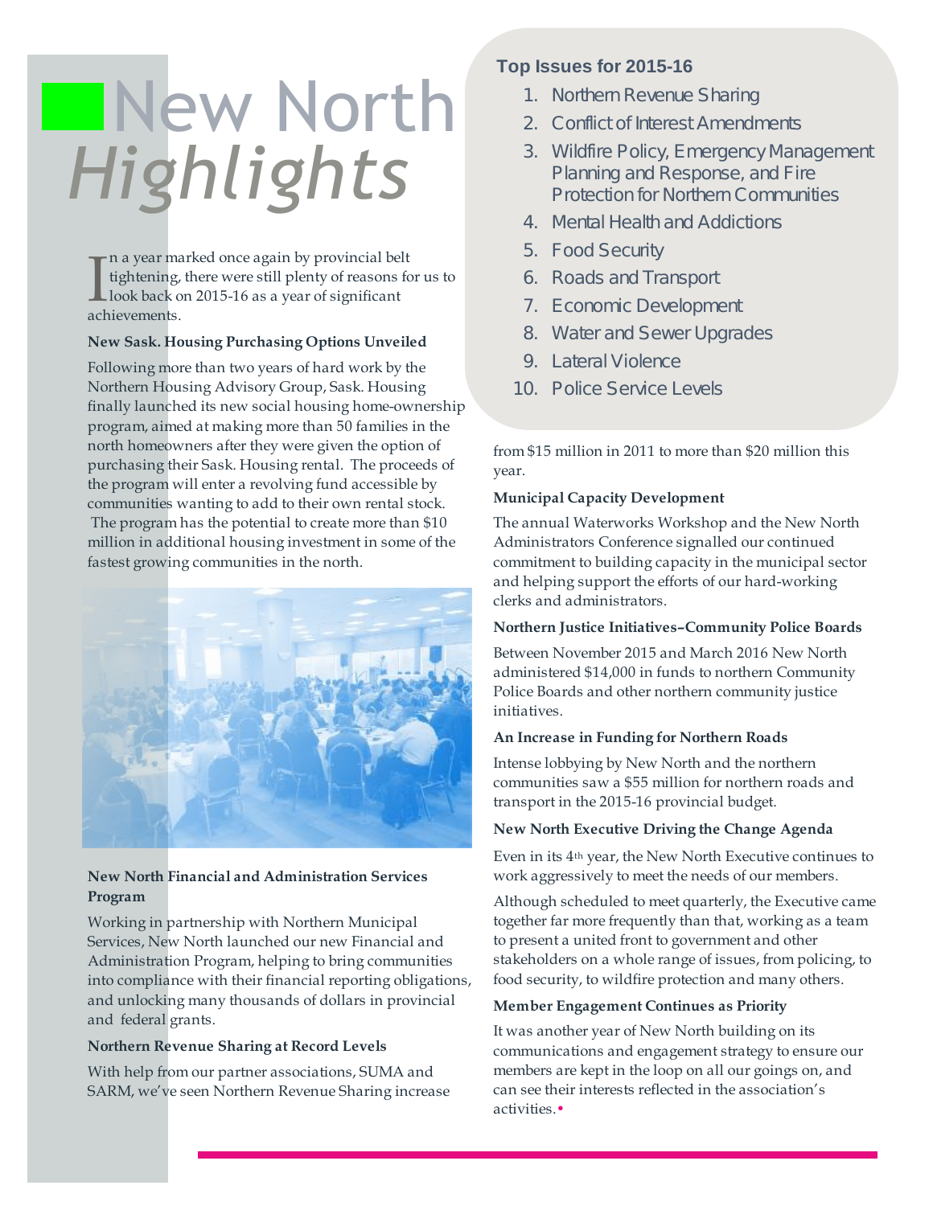# New North *Highlights*

In a year marked once again by provincial belt tightening, there were still plenty of reasons for us to look back on 2015-16 as a year of significant achievements.

**New Sask. Housing Purchasing Options Unveiled**

Following more than two years of hard work by the Northern Housing Advisory Group, Sask. Housing finally launched its new social housing home-ownership program, aimed at making more than 50 families in the north homeowners after they were given the option of purchasing their Sask. Housing rental. The proceeds of the program will enter a revolving fund accessible by communities wanting to add to their own rental stock. The program has the potential to create more than $10 million in additional housing investment in some of the fastest growing communities in the north.

**New North Financial and Administration Services Program**

Working in partnership with Northern Municipal Services, New North launched our new Financial and Administration Program, helping to bring communities into compliance with their financial reporting obligations, and unlocking many thousands of dollars in provincial and federal grants.

**Northern Revenue Sharing at Record Levels**

With help from our partner associations, SUMA and SARM, we've seen Northern Revenue Sharing increase from $15 million in 2011 to more than $20 million this year.

**Top Issues for 2015-16**

1. Northern Revenue Sharing
2. Conflict of Interest Amendments
3. Wildfire Policy, Emergency Management Planning and Response, and Fire Protection for Northern Communities
4. Mental Health and Addictions
5. Food Security
6. Roads and Transport
7. Economic Development
8. Water and Sewer Upgrades
9. Lateral Violence
10. Police Service Levels

**Municipal Capacity Development**

The annual Waterworks Workshop and the New North Administrators Conference signalled our continued commitment to building capacity in the municipal sector and helping support the efforts of our hard-working clerks and administrators.

**Northern Justice Initiatives–Community Police Boards**

Between November 2015 and March 2016 New North administered $14,000 in funds to northern Community Police Boards and other northern community justice initiatives.

**An Increase in Funding for Northern Roads**

Intense lobbying by New North and the northern communities saw a $55 million for northern roads and transport in the 2015-16 provincial budget.

**New North Executive Driving the Change Agenda**

Even in its 4th year, the New North Executive continues to work aggressively to meet the needs of our members.

Although scheduled to meet quarterly, the Executive came together far more frequently than that, working as a team to present a united front to government and other stakeholders on a whole range of issues, from policing, to food security, to wildfire protection and many others.

**Member Engagement Continues as Priority**

It was another year of New North building on its communications and engagement strategy to ensure our members are kept in the loop on all our goings on, and can see their interests reflected in the association's activities.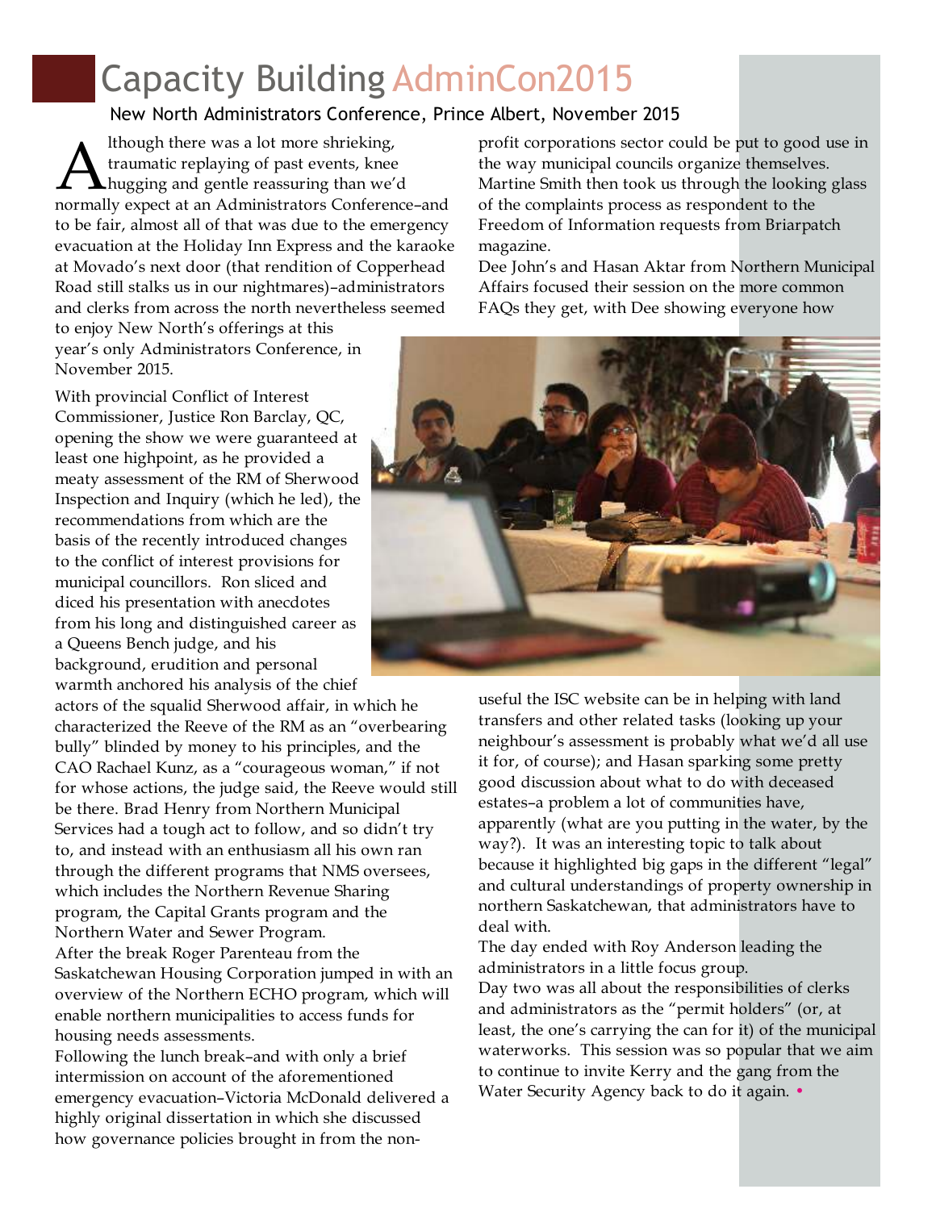# Capacity Building AdminCon2015

### New North Administrators Conference, Prince Albert, November 2015

Although there was a lot more shrieking, traumatic replaying of past events, knee hugging and gentle reassuring than we'd normally expect at an Administrators Conference–and to be fair, almost all of that was due to the emergency evacuation at the Holiday Inn Express and the karaoke at Movado's next door (that rendition of Copperhead Road still stalks us in our nightmares)–administrators and clerks from across the north nevertheless seemed to enjoy New North's offerings at this year's only Administrators Conference, in November 2015.

With provincial Conflict of Interest Commissioner, Justice Ron Barclay, QC, opening the show we were guaranteed at least one highpoint, as he provided a meaty assessment of the RM of Sherwood Inspection and Inquiry (which he led), the recommendations from which are the basis of the recently introduced changes to the conflict of interest provisions for municipal councillors. Ron sliced and diced his presentation with anecdotes from his long and distinguished career as a Queens Bench judge, and his background, erudition and personal warmth anchored his analysis of the chief actors of the squalid Sherwood affair, in which he characterized the Reeve of the RM as an "overbearing bully" blinded by money to his principles, and the CAO Rachael Kunz, as a "courageous woman," if not for whose actions, the judge said, the Reeve would still be there. Brad Henry from Northern Municipal Services had a tough act to follow, and so didn't try to, and instead with an enthusiasm all his own ran through the different programs that NMS oversees, which includes the Northern Revenue Sharing program, the Capital Grants program and the Northern Water and Sewer Program.

After the break Roger Parenteau from the Saskatchewan Housing Corporation jumped in with an overview of the Northern ECHO program, which will enable northern municipalities to access funds for housing needs assessments.

Following the lunch break–and with only a brief intermission on account of the aforementioned emergency evacuation–Victoria McDonald delivered a highly original dissertation in which she discussed how governance policies brought in from the non-profit corporations sector could be put to good use in the way municipal councils organize themselves. Martine Smith then took us through the looking glass of the complaints process as respondent to the Freedom of Information requests from Briarpatch magazine.

Dee John's and Hasan Aktar from Northern Municipal Affairs focused their session on the more common FAQs they get, with Dee showing everyone how useful the ISC website can be in helping with land transfers and other related tasks (looking up your neighbour's assessment is probably what we'd all use it for, of course); and Hasan sparking some pretty good discussion about what to do with deceased estates–a problem a lot of communities have, apparently (what are you putting in the water, by the way?). It was an interesting topic to talk about because it highlighted big gaps in the different "legal" and cultural understandings of property ownership in northern Saskatchewan, that administrators have to deal with.

The day ended with Roy Anderson leading the administrators in a little focus group.

Day two was all about the responsibilities of clerks and administrators as the "permit holders" (or, at least, the one's carrying the can for it) of the municipal waterworks. This session was so popular that we aim to continue to invite Kerry and the gang from the Water Security Agency back to do it again. •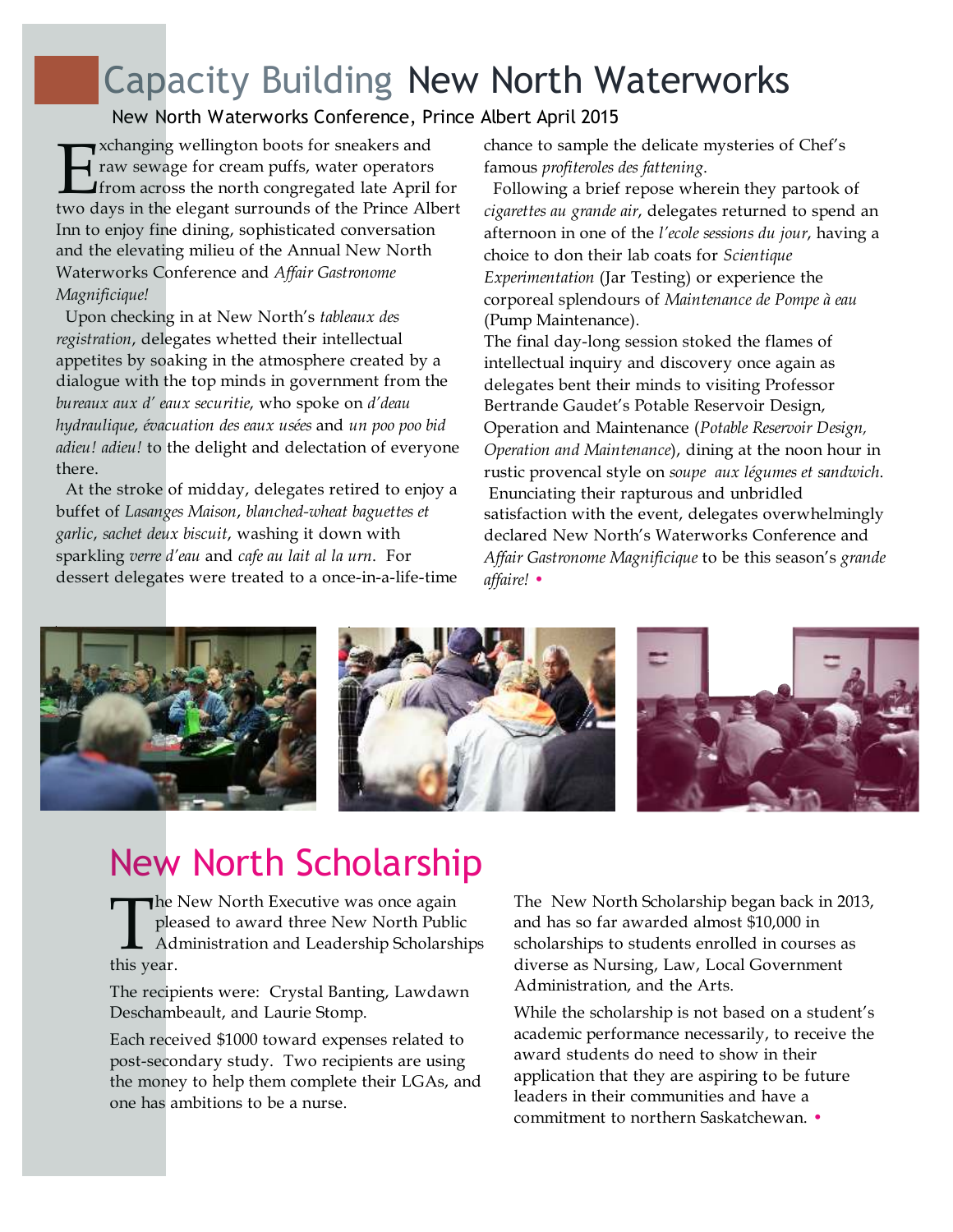# Capacity Building New North Waterworks

## New North Waterworks Conference, Prince Albert April 2015

Exchanging wellington boots for sneakers and raw sewage for cream puffs, water operators from across the north congregated late April for two days in the elegant surrounds of the Prince Albert Inn to enjoy fine dining, sophisticated conversation and the elevating milieu of the Annual New North Waterworks Conference and *Affair Gastronome Magnifique!*

Upon checking in at New North's *tableaux des registration*, delegates whetted their intellectual appetites by soaking in the atmosphere created by a dialogue with the top minds in government from the *bureaux aux d' eaux securitie*, who spoke on *d'deau hydraulique*, *évacuation des eaux usées* and *un poo poo bid adieu! adieu!* to the delight and delectation of everyone there.

At the stroke of midday, delegates retired to enjoy a buffet of *Lasanges Maison*, *blanched-wheat baguettes et garlic*, *sachet deux biscuit*, washing it down with sparkling *verre d'eau* and *cafe au lait al la urn*. For dessert delegates were treated to a once-in-a-life-time chance to sample the delicate mysteries of Chef's famous *profiteroles des fattening*.

Following a brief repose wherein they partook of *cigarettes au grande air*, delegates returned to spend an afternoon in one of the *l'ecole sessions du jour*, having a choice to don their lab coats for *Scientique Experimentation* (Jar Testing) or experience the corporeal splendours of *Maintenance de Pompe à eau* (Pump Maintenance).

The final day-long session stoked the flames of intellectual inquiry and discovery once again as delegates bent their minds to visiting Professor Bertrande Gaudet's Potable Reservoir Design, Operation and Maintenance (*Potable Reservoir Design, Operation and Maintenance*), dining at the noon hour in rustic provencal style on *soupe aux légumes et sandwich*.

Enunciating their rapturous and unbridled satisfaction with the event, delegates overwhelmingly declared New North's Waterworks Conference and *Affair Gastronome Magnificique* to be this season's *grande affaire!* •

# New North Scholarship

The New North Executive was once again pleased to award three New North Public Administration and Leadership Scholarships this year.

The recipients were: Crystal Banting, Lawdawn Deschambeault, and Laurie Stomp.

Each received $1000 toward expenses related to post-secondary study. Two recipients are using the money to help them complete their LGAs, and one has ambitions to be a nurse.

The New North Scholarship began back in 2013, and has so far awarded almost $10,000 in scholarships to students enrolled in courses as diverse as Nursing, Law, Local Government Administration, and the Arts.

While the scholarship is not based on a student's academic performance necessarily, to receive the award students do need to show in their application that they are aspiring to be future leaders in their communities and have a commitment to northern Saskatchewan. •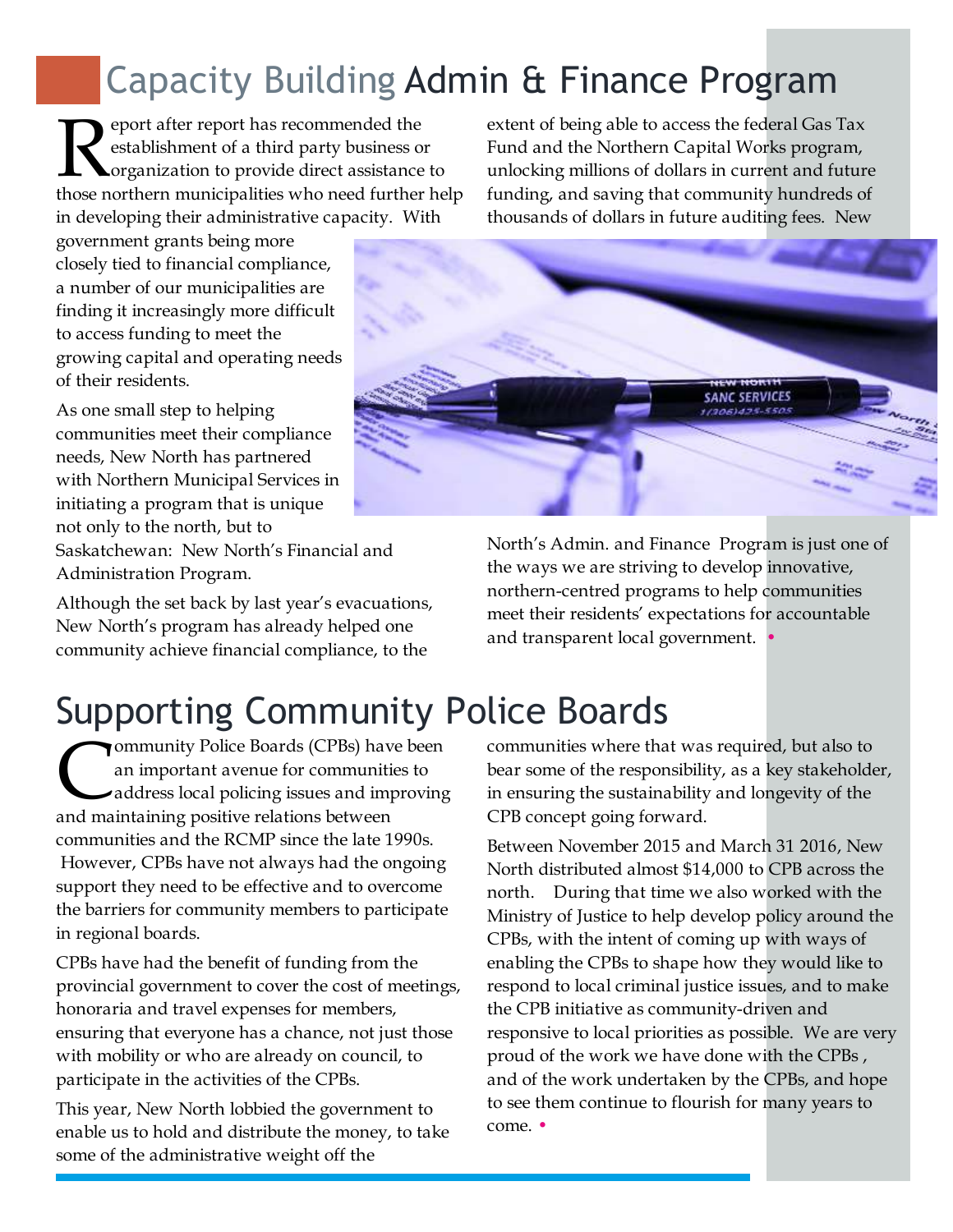# Capacity Building Admin & Finance Program

Report after report has recommended the establishment of a third party business or organization to provide direct assistance to those northern municipalities who need further help in developing their administrative capacity. With government grants being more closely tied to financial compliance, a number of our municipalities are finding it increasingly more difficult to access funding to meet the growing capital and operating needs of their residents.

As one small step to helping communities meet their compliance needs, New North has partnered with Northern Municipal Services in initiating a program that is unique not only to the north, but to Saskatchewan: New North's Financial and Administration Program.

Although the set back by last year's evacuations, New North's program has already helped one community achieve financial compliance, to the extent of being able to access the federal Gas Tax Fund and the Northern Capital Works program, unlocking millions of dollars in current and future funding, and saving that community hundreds of thousands of dollars in future auditing fees. New North's Admin. and Finance Program is just one of the ways we are striving to develop innovative, northern-centred programs to help communities meet their residents' expectations for accountable and transparent local government. •

# Supporting Community Police Boards

Community Police Boards (CPBs) have been an important avenue for communities to address local policing issues and improving and maintaining positive relations between communities and the RCMP since the late 1990s. However, CPBs have not always had the ongoing support they need to be effective and to overcome the barriers for community members to participate in regional boards.

CPBs have had the benefit of funding from the provincial government to cover the cost of meetings, honoraria and travel expenses for members, ensuring that everyone has a chance, not just those with mobility or who are already on council, to participate in the activities of the CPBs.

This year, New North lobbied the government to enable us to hold and distribute the money, to take some of the administrative weight off the communities where that was required, but also to bear some of the responsibility, as a key stakeholder, in ensuring the sustainability and longevity of the CPB concept going forward.

Between November 2015 and March 31 2016, New North distributed almost $14,000 to CPB across the north. During that time we also worked with the Ministry of Justice to help develop policy around the CPBs, with the intent of coming up with ways of enabling the CPBs to shape how they would like to respond to local criminal justice issues, and to make the CPB initiative as community-driven and responsive to local priorities as possible. We are very proud of the work we have done with the CPBs , and of the work undertaken by the CPBs, and hope to see them continue to flourish for many years to come. •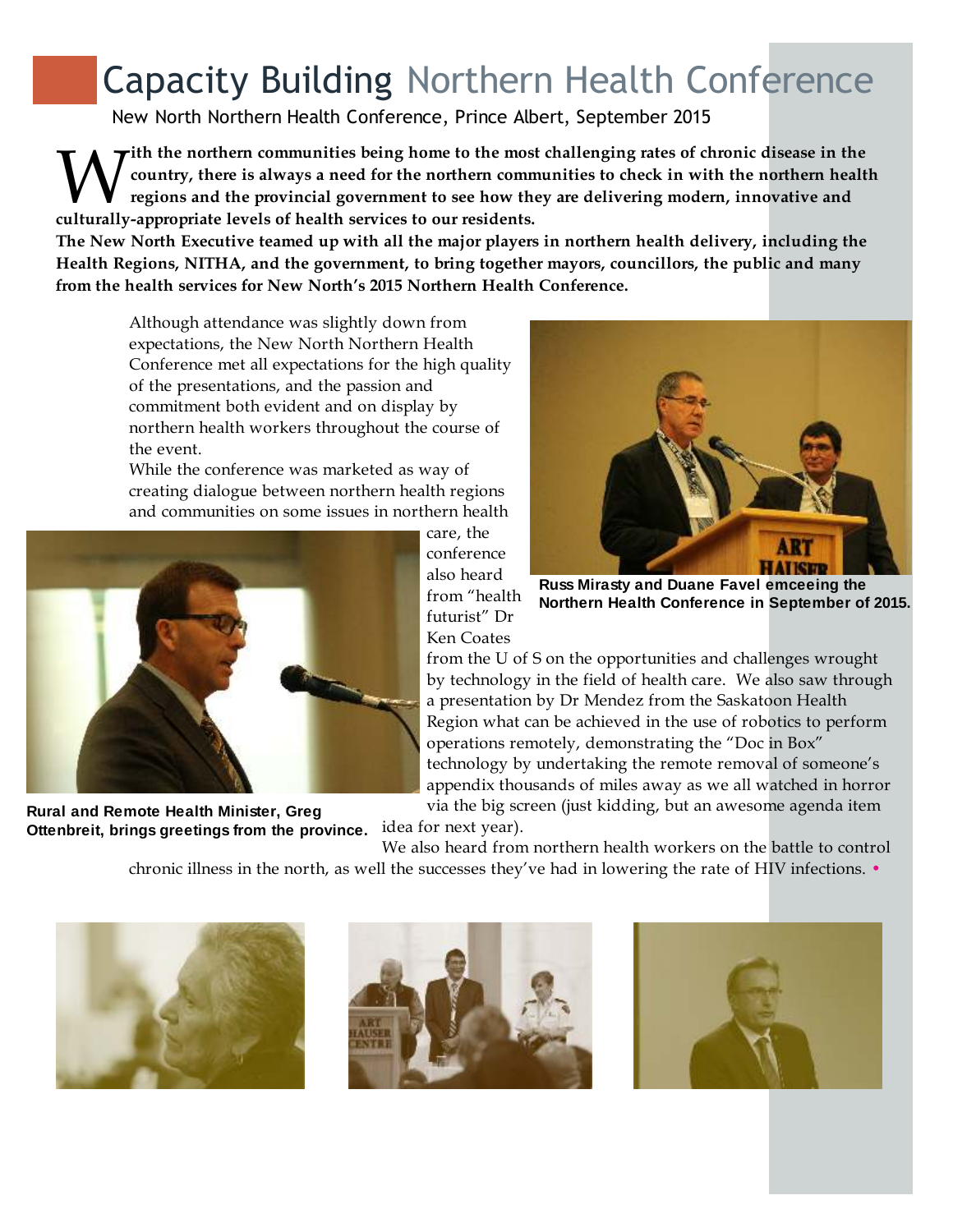# Capacity Building Northern Health Conference

New North Northern Health Conference, Prince Albert, September 2015

**With the northern communities being home to the most challenging rates of chronic disease in the country, there is always a need for the northern communities to check in with the northern health regions and the provincial government to see how they are delivering modern, innovative and culturally-appropriate levels of health services to our residents.**

**The New North Executive teamed up with all the major players in northern health delivery, including the Health Regions, NITHA, and the government, to bring together mayors, councillors, the public and many from the health services for New North's 2015 Northern Health Conference.**

Although attendance was slightly down from expectations, the New North Northern Health Conference met all expectations for the high quality of the presentations, and the passion and commitment both evident and on display by northern health workers throughout the course of the event.

While the conference was marketed as way of creating dialogue between northern health regions and communities on some issues in northern health care, the conference also heard from "health futurist" Dr Ken Coates from the U of S on the opportunities and challenges wrought by technology in the field of health care. We also saw through a presentation by Dr Mendez from the Saskatoon Health Region what can be achieved in the use of robotics to perform operations remotely, demonstrating the "Doc in Box" technology by undertaking the remote removal of someone's appendix thousands of miles away as we all watched in horror via the big screen (just kidding, but an awesome agenda item idea for next year).

We also heard from northern health workers on the battle to control chronic illness in the north, as well the successes they've had in lowering the rate of HIV infections. •

**Russ Mirasty and Duane Favel emceeing the Northern Health Conference in September of 2015.**

**Rural and Remote Health Minister, Greg Ottenbreit, brings greetings from the province.**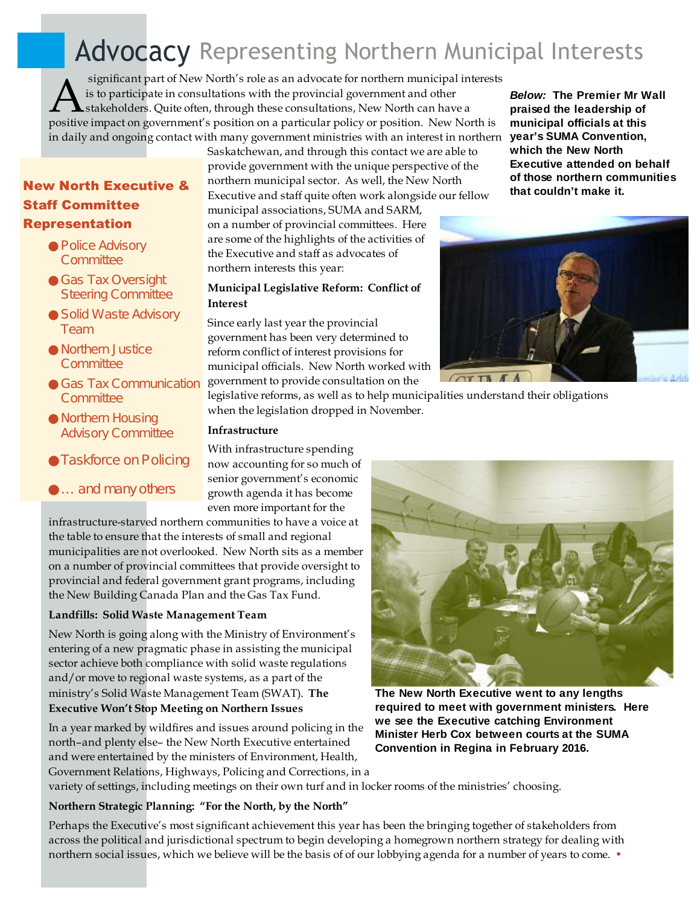# Advocacy Representing Northern Municipal Interests

A significant part of New North's role as an advocate for northern municipal interests is to participate in consultations with the provincial government and other stakeholders. Quite often, through these consultations, New North can have a positive impact on government's position on a particular policy or position. New North is in daily and ongoing contact with many government ministries with an interest in northern Saskatchewan, and through this contact we are able to provide government with the unique perspective of the northern municipal sector. As well, the New North Executive and staff quite often work alongside our fellow municipal associations, SUMA and SARM, on a number of provincial committees. Here are some of the highlights of the activities of the Executive and staff as advocates of northern interests this year:

**New North Executive & Staff Committee Representation**

- Police Advisory Committee
- Gas Tax Oversight Steering Committee
- Solid Waste Advisory Team
- Northern Justice Committee
- Gas Tax Communication Committee
- Northern Housing Advisory Committee
- Taskforce on Policing
- … and many others

**Municipal Legislative Reform: Conflict of Interest**

Since early last year the provincial government has been very determined to reform conflict of interest provisions for municipal officials. New North worked with government to provide consultation on the legislative reforms, as well as to help municipalities understand their obligations when the legislation dropped in November.

***Below:*** **The Premier Mr Wall praised the leadership of municipal officials at this year's SUMA Convention, which the New North Executive attended on behalf of those northern communities that couldn't make it.**

**Infrastructure**

With infrastructure spending now accounting for so much of senior government's economic growth agenda it has become even more important for the infrastructure-starved northern communities to have a voice at the table to ensure that the interests of small and regional municipalities are not overlooked. New North sits as a member on a number of provincial committees that provide oversight to provincial and federal government grant programs, including the New Building Canada Plan and the Gas Tax Fund.

**Landfills: Solid Waste Management Team**

New North is going along with the Ministry of Environment's entering of a new pragmatic phase in assisting the municipal sector achieve both compliance with solid waste regulations and/or move to regional waste systems, as a part of the ministry's Solid Waste Management Team (SWAT).

**The Executive Won't Stop Meeting on Northern Issues**

In a year marked by wildfires and issues around policing in the north–and plenty else– the New North Executive entertained and were entertained by the ministers of Environment, Health, Government Relations, Highways, Policing and Corrections, in a variety of settings, including meetings on their own turf and in locker rooms of the ministries' choosing.

**The New North Executive went to any lengths required to meet with government ministers. Here we see the Executive catching Environment Minister Herb Cox between courts at the SUMA Convention in Regina in February 2016.**

**Northern Strategic Planning: "For the North, by the North"**

Perhaps the Executive's most significant achievement this year has been the bringing together of stakeholders from across the political and jurisdictional spectrum to begin developing a homegrown northern strategy for dealing with northern social issues, which we believe will be the basis of of our lobbying agenda for a number of years to come. •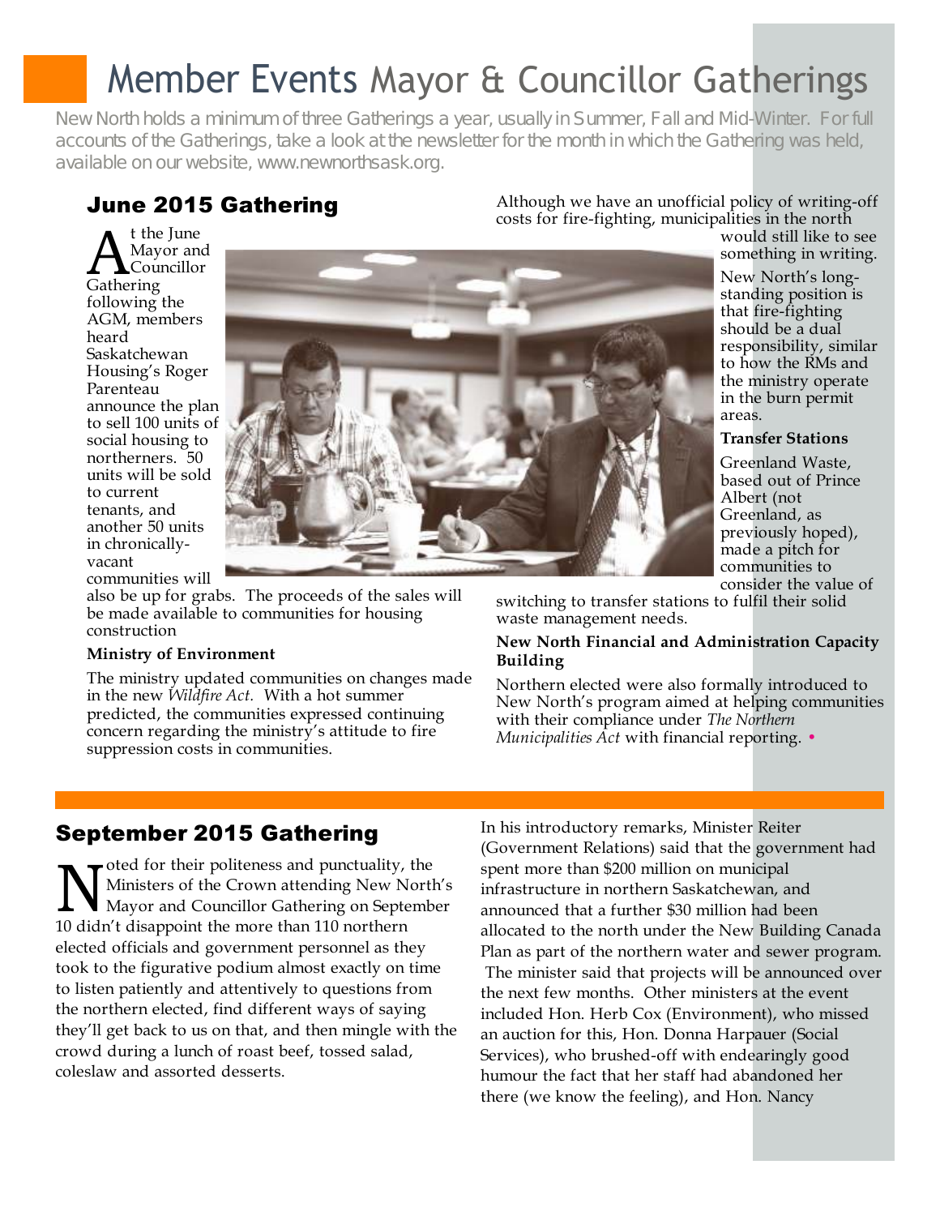# Member Events Mayor & Councillor Gatherings

New North holds a minimum of three Gatherings a year, usually in Summer, Fall and Mid-Winter. For full accounts of the Gatherings, take a look at the newsletter for the month in which the Gathering was held, available on our website, www.newnorthsask.org.

## June 2015 Gathering

At the June Mayor and Councillor Gathering following the AGM, members heard Saskatchewan Housing's Roger Parenteau announce the plan to sell 100 units of social housing to northerners. 50 units will be sold to current tenants, and another 50 units in chronically-vacant communities will also be up for grabs. The proceeds of the sales will be made available to communities for housing construction

**Ministry of Environment**

The ministry updated communities on changes made in the new *Wildfire Act.* With a hot summer predicted, the communities expressed continuing concern regarding the ministry's attitude to fire suppression costs in communities.

Although we have an unofficial policy of writing-off costs for fire-fighting, municipalities in the north would still like to see something in writing.

New North's long-standing position is that fire-fighting should be a dual responsibility, similar to how the RMs and the ministry operate in the burn permit areas.

**Transfer Stations**

Greenland Waste, based out of Prince Albert (not Greenland, as previously hoped), made a pitch for communities to consider the value of switching to transfer stations to fulfil their solid waste management needs.

**New North Financial and Administration Capacity Building**

Northern elected were also formally introduced to New North's program aimed at helping communities with their compliance under *The Northern Municipalities Act* with financial reporting. •

## September 2015 Gathering

Noted for their politeness and punctuality, the Ministers of the Crown attending New North's Mayor and Councillor Gathering on September 10 didn't disappoint the more than 110 northern elected officials and government personnel as they took to the figurative podium almost exactly on time to listen patiently and attentively to questions from the northern elected, find different ways of saying they'll get back to us on that, and then mingle with the crowd during a lunch of roast beef, tossed salad, coleslaw and assorted desserts.

In his introductory remarks, Minister Reiter (Government Relations) said that the government had spent more than $200 million on municipal infrastructure in northern Saskatchewan, and announced that a further $30 million had been allocated to the north under the New Building Canada Plan as part of the northern water and sewer program. The minister said that projects will be announced over the next few months. Other ministers at the event included Hon. Herb Cox (Environment), who missed an auction for this, Hon. Donna Harpauer (Social Services), who brushed-off with endearingly good humour the fact that her staff had abandoned her there (we know the feeling), and Hon. Nancy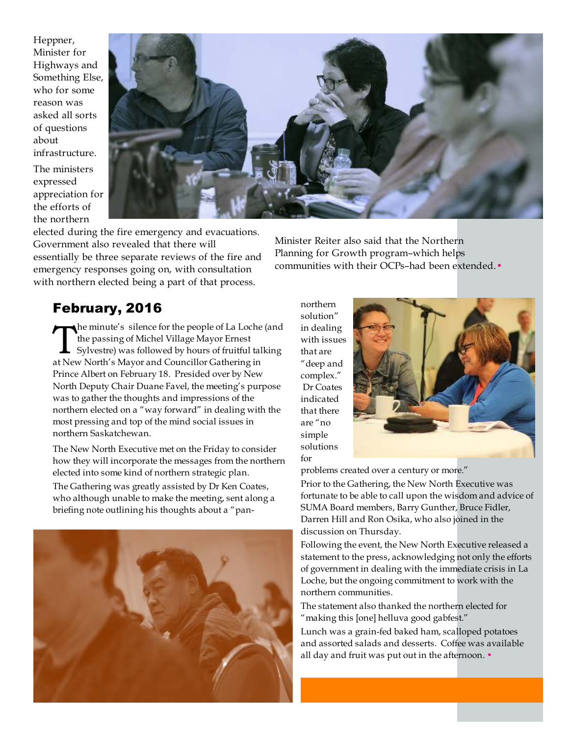Heppner, Minister for Highways and Something Else, who for some reason was asked all sorts of questions about infrastructure.

The ministers expressed appreciation for the efforts of the northern elected during the fire emergency and evacuations. Government also revealed that there will essentially be three separate reviews of the fire and emergency responses going on, with consultation with northern elected being a part of that process.

Minister Reiter also said that the Northern Planning for Growth program–which helps communities with their OCPs–had been extended. •

## February, 2016

The minute's silence for the people of La Loche (and the passing of Michel Village Mayor Ernest Sylvestre) was followed by hours of fruitful talking at New North's Mayor and Councillor Gathering in Prince Albert on February 18. Presided over by New North Deputy Chair Duane Favel, the meeting's purpose was to gather the thoughts and impressions of the northern elected on a "way forward" in dealing with the most pressing and top of the mind social issues in northern Saskatchewan.

The New North Executive met on the Friday to consider how they will incorporate the messages from the northern elected into some kind of northern strategic plan.

The Gathering was greatly assisted by Dr Ken Coates, who although unable to make the meeting, sent along a briefing note outlining his thoughts about a "pan-northern solution" in dealing with issues that are "deep and complex." Dr Coates indicated that there are "no simple solutions for problems created over a century or more."

Prior to the Gathering, the New North Executive was fortunate to be able to call upon the wisdom and advice of SUMA Board members, Barry Gunther, Bruce Fidler, Darren Hill and Ron Osika, who also joined in the discussion on Thursday.

Following the event, the New North Executive released a statement to the press, acknowledging not only the efforts of government in dealing with the immediate crisis in La Loche, but the ongoing commitment to work with the northern communities.

The statement also thanked the northern elected for "making this [one] helluva good gabfest."

Lunch was a grain-fed baked ham, scalloped potatoes and assorted salads and desserts. Coffee was available all day and fruit was put out in the afternoon. •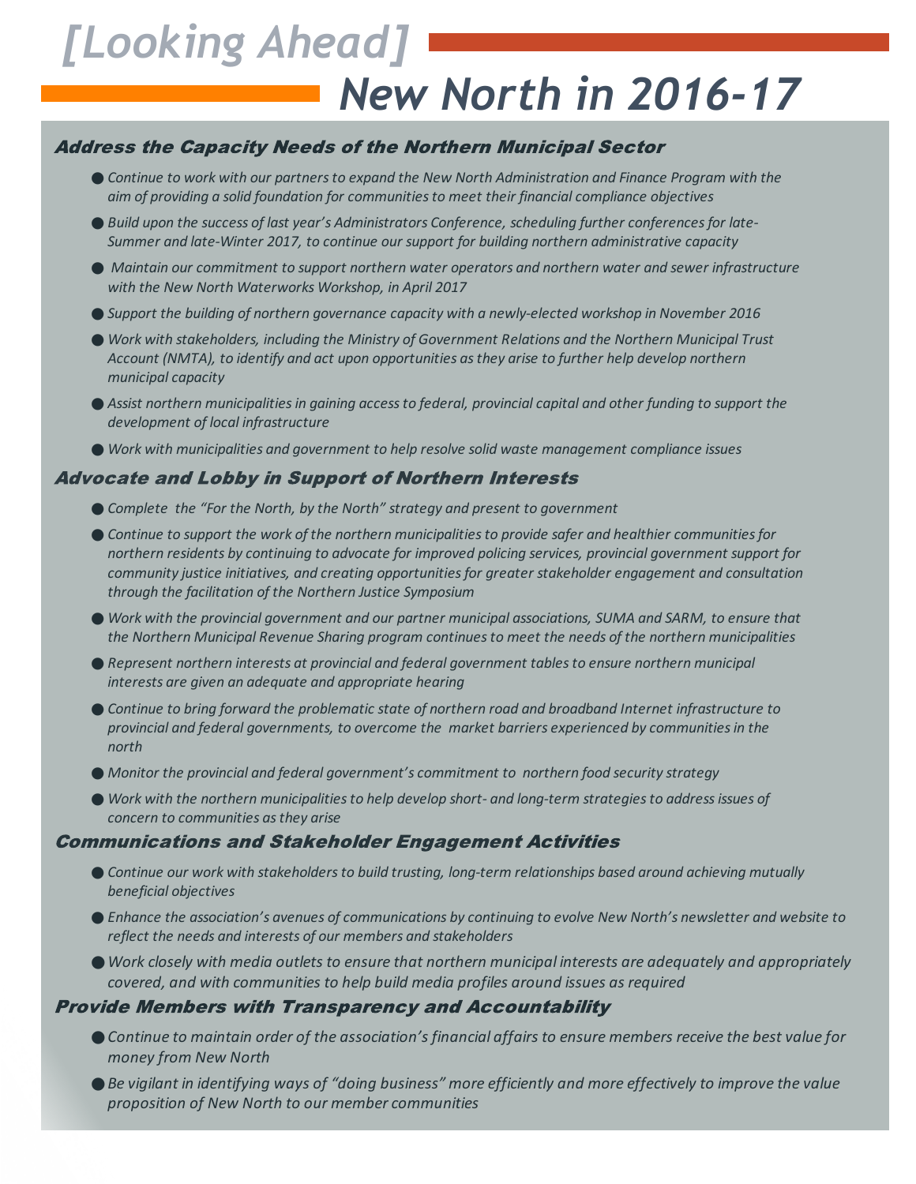# *[Looking Ahead]*

# *New North in 2016-17*

### *Address the Capacity Needs of the Northern Municipal Sector*

- *Continue to work with our partners to expand the New North Administration and Finance Program with the aim of providing a solid foundation for communities to meet their financial compliance objectives*
- *Build upon the success of last year's Administrators Conference, scheduling further conferences for late-Summer and late-Winter 2017, to continue our support for building northern administrative capacity*
- *Maintain our commitment to support northern water operators and northern water and sewer infrastructure with the New North Waterworks Workshop, in April 2017*
- *Support the building of northern governance capacity with a newly-elected workshop in November 2016*
- *Work with stakeholders, including the Ministry of Government Relations and the Northern Municipal Trust Account (NMTA), to identify and act upon opportunities as they arise to further help develop northern municipal capacity*
- *Assist northern municipalities in gaining access to federal, provincial capital and other funding to support the development of local infrastructure*
- *Work with municipalities and government to help resolve solid waste management compliance issues*

### *Advocate and Lobby in Support of Northern Interests*

- *Complete the "For the North, by the North" strategy and present to government*
- *Continue to support the work of the northern municipalities to provide safer and healthier communities for northern residents by continuing to advocate for improved policing services, provincial government support for community justice initiatives, and creating opportunities for greater stakeholder engagement and consultation through the facilitation of the Northern Justice Symposium*
- *Work with the provincial government and our partner municipal associations, SUMA and SARM, to ensure that the Northern Municipal Revenue Sharing program continues to meet the needs of the northern municipalities*
- *Represent northern interests at provincial and federal government tables to ensure northern municipal interests are given an adequate and appropriate hearing*
- *Continue to bring forward the problematic state of northern road and broadband Internet infrastructure to provincial and federal governments, to overcome the market barriers experienced by communities in the north*
- *Monitor the provincial and federal government's commitment to northern food security strategy*
- *Work with the northern municipalities to help develop short- and long-term strategies to address issues of concern to communities as they arise*

### *Communications and Stakeholder Engagement Activities*

- *Continue our work with stakeholders to build trusting, long-term relationships based around achieving mutually beneficial objectives*
- *Enhance the association's avenues of communications by continuing to evolve New North's newsletter and website to reflect the needs and interests of our members and stakeholders*
- *Work closely with media outlets to ensure that northern municipal interests are adequately and appropriately covered, and with communities to help build media profiles around issues as required*

### *Provide Members with Transparency and Accountability*

- *Continue to maintain order of the association's financial affairs to ensure members receive the best value for money from New North*
- *Be vigilant in identifying ways of "doing business" more efficiently and more effectively to improve the value proposition of New North to our member communities*